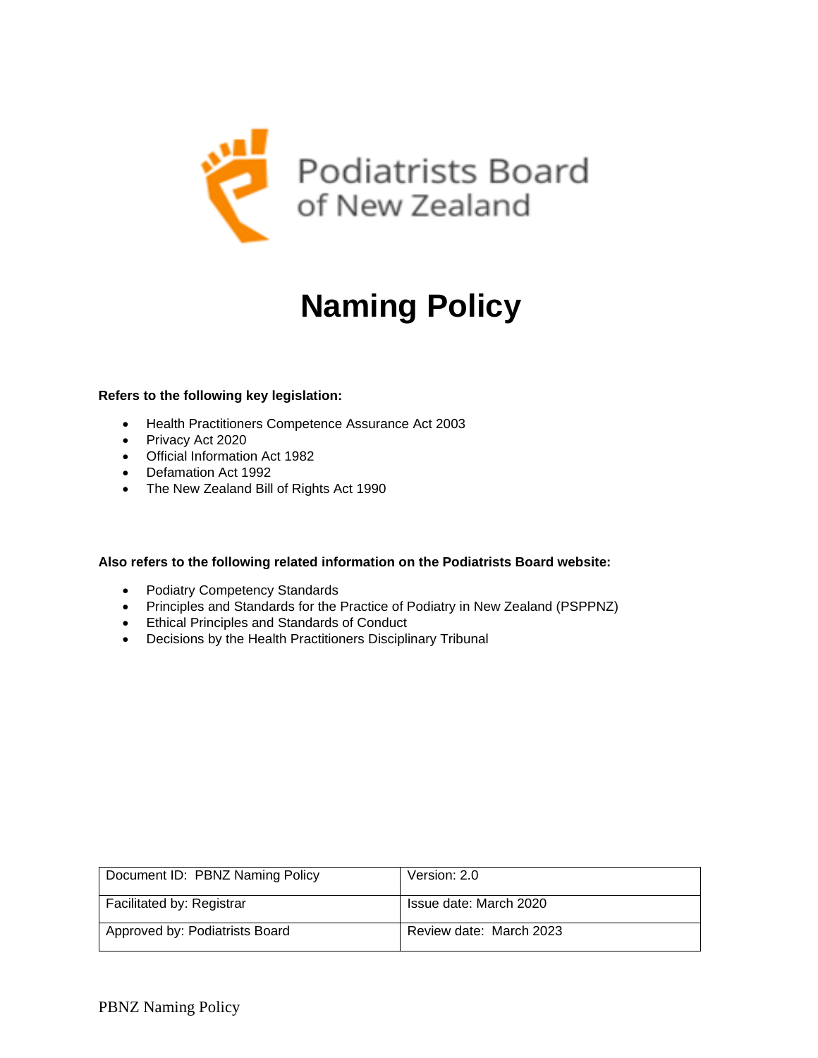Podiatrists Board of New Zealand

# Naming Policy

**Refers to the following key legislation:**

- Health Practitioners Competence Assurance Act 2003
- Privacy Act 2020
- Official Information Act 1982
- Defamation Act 1992
- The New Zealand Bill of Rights Act 1990

**Also refers to the following related information on the Podiatrists Board website:**

- Podiatry Competency Standards
- Principles and Standards for the Practice of Podiatry in New Zealand (PSPPNZ)
- Ethical Principles and Standards of Conduct
- Decisions by the Health Practitioners Disciplinary Tribunal

| | |
|---|---|
| Document ID: PBNZ Naming Policy | Version: 2.0 |
| Facilitated by: Registrar | Issue date: March 2020 |
| Approved by: Podiatrists Board | Review date: March 2023 |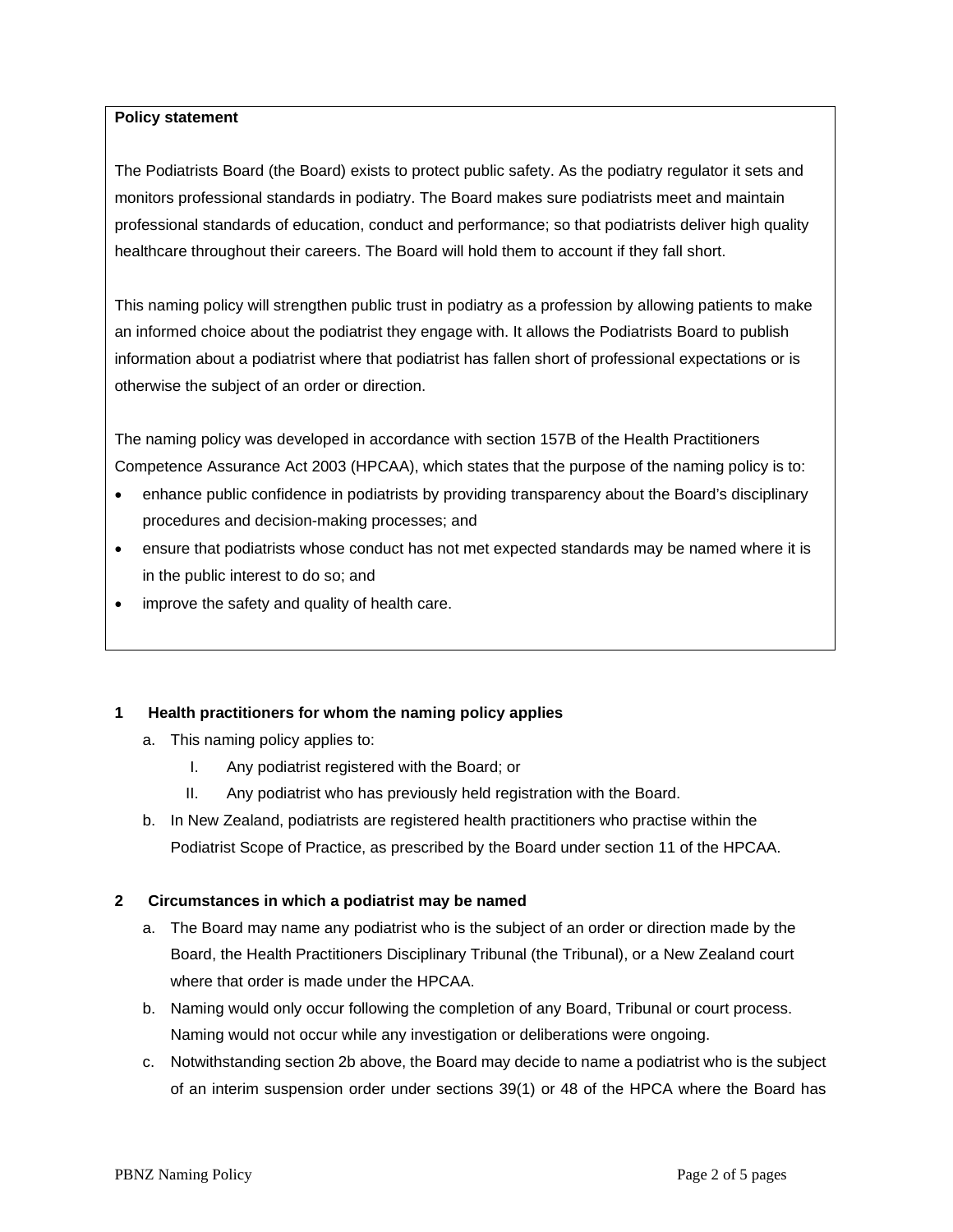**Policy statement**

The Podiatrists Board (the Board) exists to protect public safety. As the podiatry regulator it sets and monitors professional standards in podiatry. The Board makes sure podiatrists meet and maintain professional standards of education, conduct and performance; so that podiatrists deliver high quality healthcare throughout their careers. The Board will hold them to account if they fall short.

This naming policy will strengthen public trust in podiatry as a profession by allowing patients to make an informed choice about the podiatrist they engage with. It allows the Podiatrists Board to publish information about a podiatrist where that podiatrist has fallen short of professional expectations or is otherwise the subject of an order or direction.

The naming policy was developed in accordance with section 157B of the Health Practitioners Competence Assurance Act 2003 (HPCAA), which states that the purpose of the naming policy is to:

- enhance public confidence in podiatrists by providing transparency about the Board's disciplinary procedures and decision-making processes; and
- ensure that podiatrists whose conduct has not met expected standards may be named where it is in the public interest to do so; and
- improve the safety and quality of health care.

## 1 Health practitioners for whom the naming policy applies

a. This naming policy applies to:
   I. Any podiatrist registered with the Board; or
   II. Any podiatrist who has previously held registration with the Board.
b. In New Zealand, podiatrists are registered health practitioners who practise within the Podiatrist Scope of Practice, as prescribed by the Board under section 11 of the HPCAA.

## 2 Circumstances in which a podiatrist may be named

a. The Board may name any podiatrist who is the subject of an order or direction made by the Board, the Health Practitioners Disciplinary Tribunal (the Tribunal), or a New Zealand court where that order is made under the HPCAA.
b. Naming would only occur following the completion of any Board, Tribunal or court process. Naming would not occur while any investigation or deliberations were ongoing.
c. Notwithstanding section 2b above, the Board may decide to name a podiatrist who is the subject of an interim suspension order under sections 39(1) or 48 of the HPCA where the Board has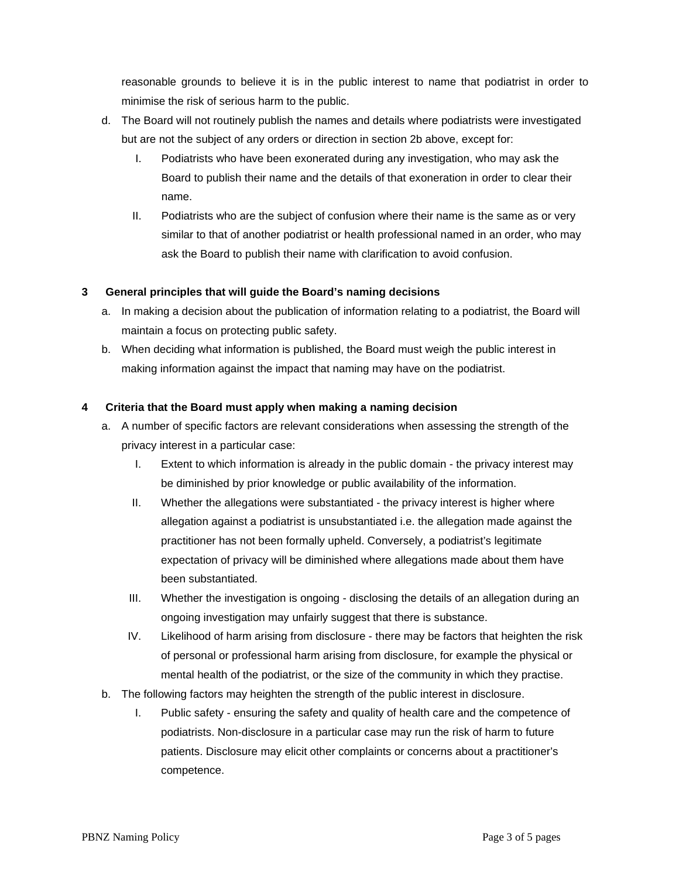reasonable grounds to believe it is in the public interest to name that podiatrist in order to minimise the risk of serious harm to the public.

d. The Board will not routinely publish the names and details where podiatrists were investigated but are not the subject of any orders or direction in section 2b above, except for:

   I. Podiatrists who have been exonerated during any investigation, who may ask the Board to publish their name and the details of that exoneration in order to clear their name.

   II. Podiatrists who are the subject of confusion where their name is the same as or very similar to that of another podiatrist or health professional named in an order, who may ask the Board to publish their name with clarification to avoid confusion.

## 3 General principles that will guide the Board's naming decisions

a. In making a decision about the publication of information relating to a podiatrist, the Board will maintain a focus on protecting public safety.

b. When deciding what information is published, the Board must weigh the public interest in making information against the impact that naming may have on the podiatrist.

## 4 Criteria that the Board must apply when making a naming decision

a. A number of specific factors are relevant considerations when assessing the strength of the privacy interest in a particular case:

   I. Extent to which information is already in the public domain - the privacy interest may be diminished by prior knowledge or public availability of the information.

   II. Whether the allegations were substantiated - the privacy interest is higher where allegation against a podiatrist is unsubstantiated i.e. the allegation made against the practitioner has not been formally upheld. Conversely, a podiatrist's legitimate expectation of privacy will be diminished where allegations made about them have been substantiated.

   III. Whether the investigation is ongoing - disclosing the details of an allegation during an ongoing investigation may unfairly suggest that there is substance.

   IV. Likelihood of harm arising from disclosure - there may be factors that heighten the risk of personal or professional harm arising from disclosure, for example the physical or mental health of the podiatrist, or the size of the community in which they practise.

b. The following factors may heighten the strength of the public interest in disclosure.

   I. Public safety - ensuring the safety and quality of health care and the competence of podiatrists. Non-disclosure in a particular case may run the risk of harm to future patients. Disclosure may elicit other complaints or concerns about a practitioner's competence.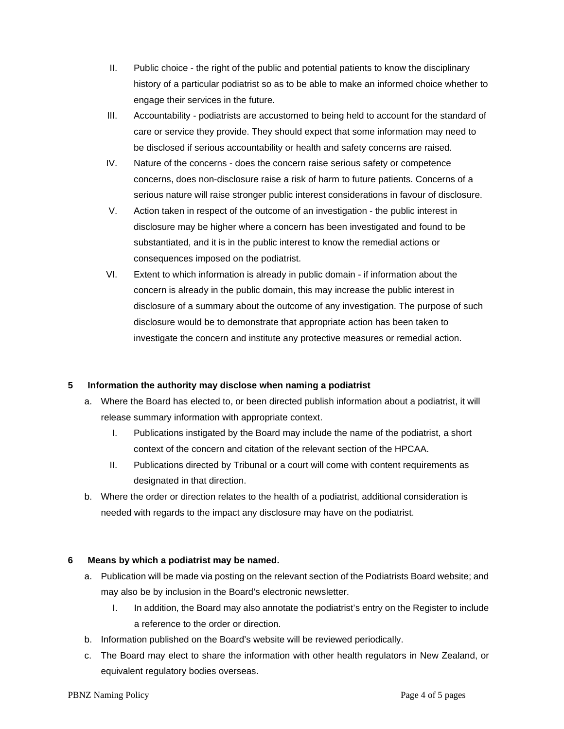II. Public choice - the right of the public and potential patients to know the disciplinary history of a particular podiatrist so as to be able to make an informed choice whether to engage their services in the future.

III. Accountability - podiatrists are accustomed to being held to account for the standard of care or service they provide. They should expect that some information may need to be disclosed if serious accountability or health and safety concerns are raised.

IV. Nature of the concerns - does the concern raise serious safety or competence concerns, does non-disclosure raise a risk of harm to future patients. Concerns of a serious nature will raise stronger public interest considerations in favour of disclosure.

V. Action taken in respect of the outcome of an investigation - the public interest in disclosure may be higher where a concern has been investigated and found to be substantiated, and it is in the public interest to know the remedial actions or consequences imposed on the podiatrist.

VI. Extent to which information is already in public domain - if information about the concern is already in the public domain, this may increase the public interest in disclosure of a summary about the outcome of any investigation. The purpose of such disclosure would be to demonstrate that appropriate action has been taken to investigate the concern and institute any protective measures or remedial action.

## 5 Information the authority may disclose when naming a podiatrist

a. Where the Board has elected to, or been directed publish information about a podiatrist, it will release summary information with appropriate context.

   I. Publications instigated by the Board may include the name of the podiatrist, a short context of the concern and citation of the relevant section of the HPCAA.

   II. Publications directed by Tribunal or a court will come with content requirements as designated in that direction.

b. Where the order or direction relates to the health of a podiatrist, additional consideration is needed with regards to the impact any disclosure may have on the podiatrist.

## 6 Means by which a podiatrist may be named.

a. Publication will be made via posting on the relevant section of the Podiatrists Board website; and may also be by inclusion in the Board's electronic newsletter.

   I. In addition, the Board may also annotate the podiatrist's entry on the Register to include a reference to the order or direction.

b. Information published on the Board's website will be reviewed periodically.

c. The Board may elect to share the information with other health regulators in New Zealand, or equivalent regulatory bodies overseas.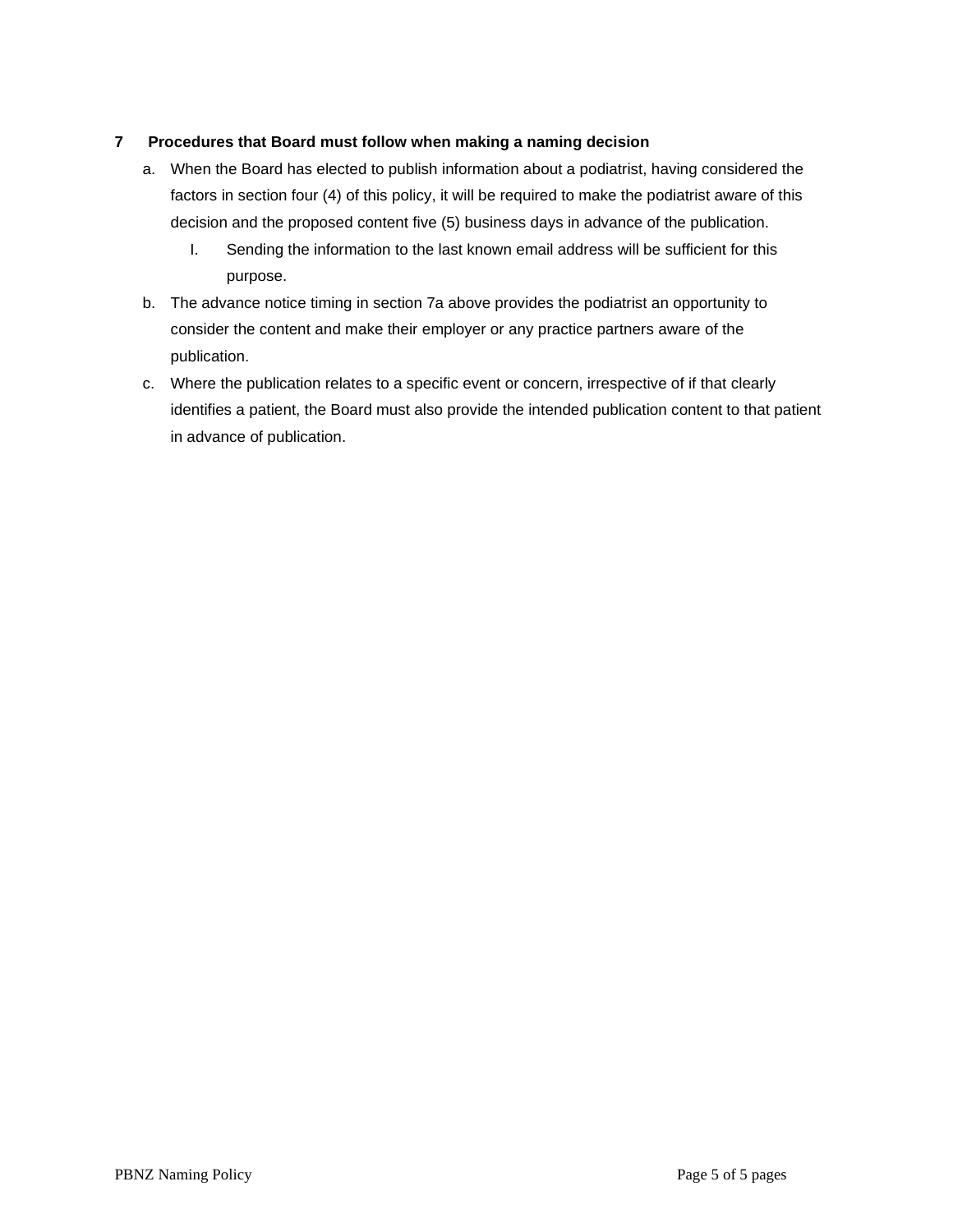## 7 Procedures that Board must follow when making a naming decision

a. When the Board has elected to publish information about a podiatrist, having considered the factors in section four (4) of this policy, it will be required to make the podiatrist aware of this decision and the proposed content five (5) business days in advance of the publication.

   I. Sending the information to the last known email address will be sufficient for this purpose.

b. The advance notice timing in section 7a above provides the podiatrist an opportunity to consider the content and make their employer or any practice partners aware of the publication.

c. Where the publication relates to a specific event or concern, irrespective of if that clearly identifies a patient, the Board must also provide the intended publication content to that patient in advance of publication.